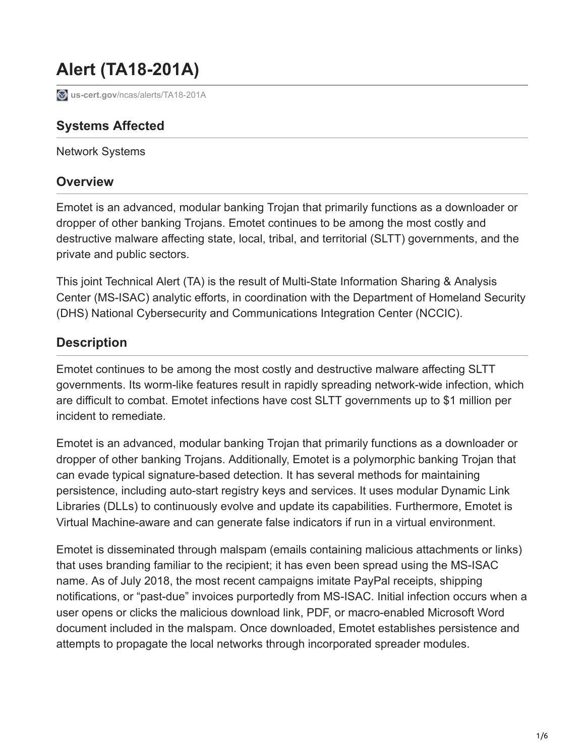# Alert (TA18-201A)

us-cert.gov/ncas/alerts/TA18-201A

## Systems Affected

Network Systems

## Overview

Emotet is an advanced, modular banking Trojan that primarily functions as a downloader or dropper of other banking Trojans. Emotet continues to be among the most costly and destructive malware affecting state, local, tribal, and territorial (SLTT) governments, and the private and public sectors.

This joint Technical Alert (TA) is the result of Multi-State Information Sharing & Analysis Center (MS-ISAC) analytic efforts, in coordination with the Department of Homeland Security (DHS) National Cybersecurity and Communications Integration Center (NCCIC).

## Description

Emotet continues to be among the most costly and destructive malware affecting SLTT governments. Its worm-like features result in rapidly spreading network-wide infection, which are difficult to combat. Emotet infections have cost SLTT governments up to $1 million per incident to remediate.

Emotet is an advanced, modular banking Trojan that primarily functions as a downloader or dropper of other banking Trojans. Additionally, Emotet is a polymorphic banking Trojan that can evade typical signature-based detection. It has several methods for maintaining persistence, including auto-start registry keys and services. It uses modular Dynamic Link Libraries (DLLs) to continuously evolve and update its capabilities. Furthermore, Emotet is Virtual Machine-aware and can generate false indicators if run in a virtual environment.

Emotet is disseminated through malspam (emails containing malicious attachments or links) that uses branding familiar to the recipient; it has even been spread using the MS-ISAC name. As of July 2018, the most recent campaigns imitate PayPal receipts, shipping notifications, or "past-due" invoices purportedly from MS-ISAC. Initial infection occurs when a user opens or clicks the malicious download link, PDF, or macro-enabled Microsoft Word document included in the malspam. Once downloaded, Emotet establishes persistence and attempts to propagate the local networks through incorporated spreader modules.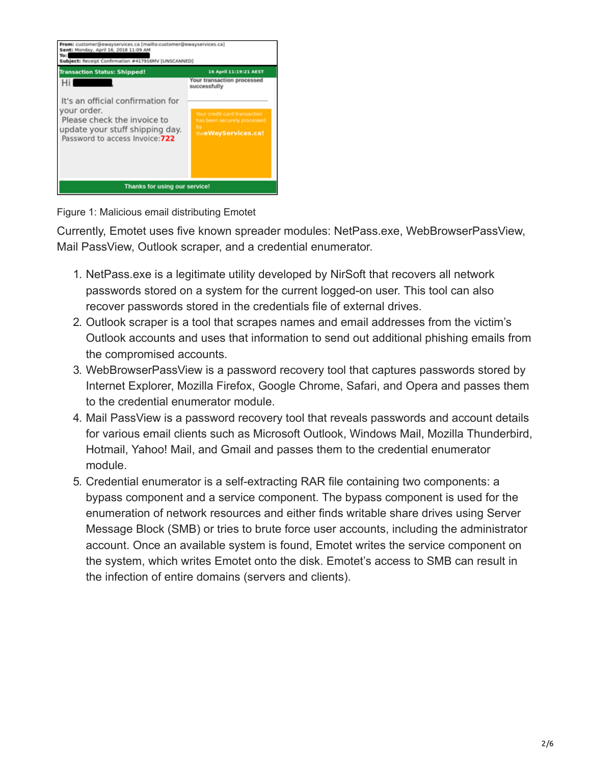Figure 1: Malicious email distributing Emotet

Currently, Emotet uses five known spreader modules: NetPass.exe, WebBrowserPassView, Mail PassView, Outlook scraper, and a credential enumerator.

1. NetPass.exe is a legitimate utility developed by NirSoft that recovers all network passwords stored on a system for the current logged-on user. This tool can also recover passwords stored in the credentials file of external drives.
2. Outlook scraper is a tool that scrapes names and email addresses from the victim's Outlook accounts and uses that information to send out additional phishing emails from the compromised accounts.
3. WebBrowserPassView is a password recovery tool that captures passwords stored by Internet Explorer, Mozilla Firefox, Google Chrome, Safari, and Opera and passes them to the credential enumerator module.
4. Mail PassView is a password recovery tool that reveals passwords and account details for various email clients such as Microsoft Outlook, Windows Mail, Mozilla Thunderbird, Hotmail, Yahoo! Mail, and Gmail and passes them to the credential enumerator module.
5. Credential enumerator is a self-extracting RAR file containing two components: a bypass component and a service component. The bypass component is used for the enumeration of network resources and either finds writable share drives using Server Message Block (SMB) or tries to brute force user accounts, including the administrator account. Once an available system is found, Emotet writes the service component on the system, which writes Emotet onto the disk. Emotet's access to SMB can result in the infection of entire domains (servers and clients).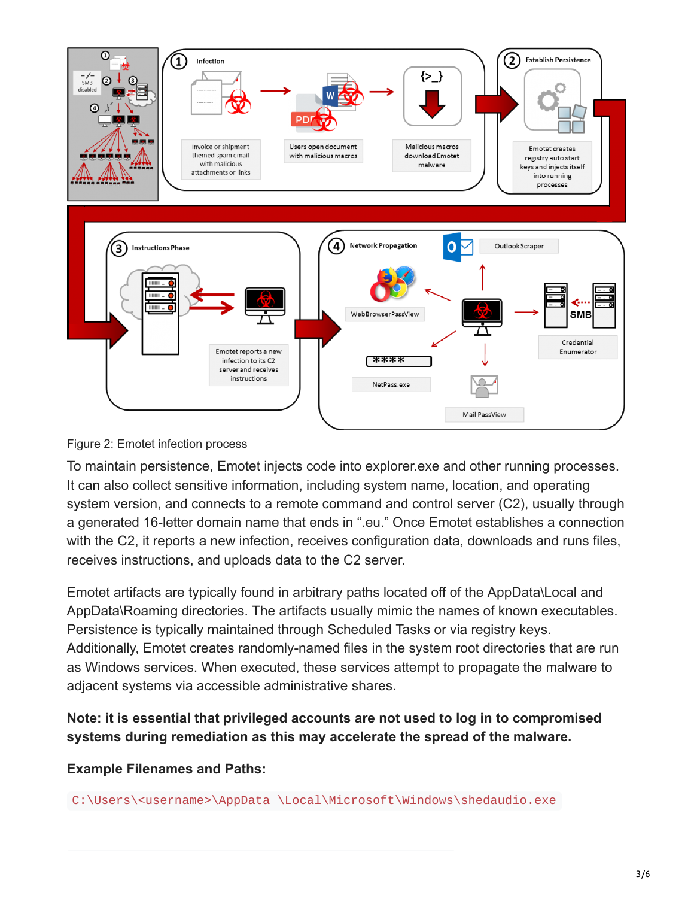Figure 2: Emotet infection process

To maintain persistence, Emotet injects code into explorer.exe and other running processes. It can also collect sensitive information, including system name, location, and operating system version, and connects to a remote command and control server (C2), usually through a generated 16-letter domain name that ends in ".eu." Once Emotet establishes a connection with the C2, it reports a new infection, receives configuration data, downloads and runs files, receives instructions, and uploads data to the C2 server.

Emotet artifacts are typically found in arbitrary paths located off of the AppData\Local and AppData\Roaming directories. The artifacts usually mimic the names of known executables. Persistence is typically maintained through Scheduled Tasks or via registry keys. Additionally, Emotet creates randomly-named files in the system root directories that are run as Windows services. When executed, these services attempt to propagate the malware to adjacent systems via accessible administrative shares.

**Note: it is essential that privileged accounts are not used to log in to compromised systems during remediation as this may accelerate the spread of the malware.**

**Example Filenames and Paths:**

```
C:\Users\<username>\AppData \Local\Microsoft\Windows\shedaudio.exe
```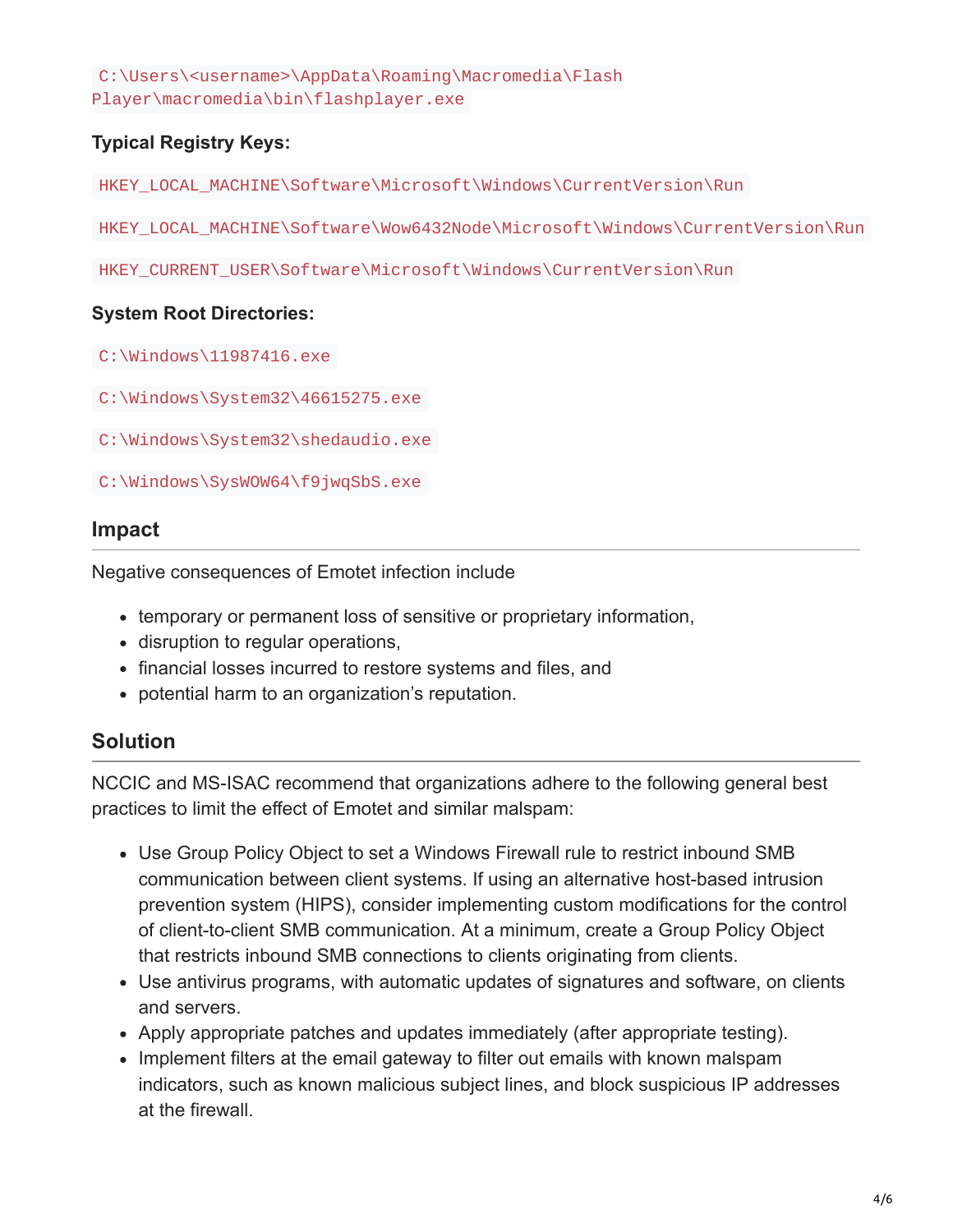`C:\Users\<username>\AppData\Roaming\Macromedia\Flash Player\macromedia\bin\flashplayer.exe`

**Typical Registry Keys:**

`HKEY_LOCAL_MACHINE\Software\Microsoft\Windows\CurrentVersion\Run`

`HKEY_LOCAL_MACHINE\Software\Wow6432Node\Microsoft\Windows\CurrentVersion\Run`

`HKEY_CURRENT_USER\Software\Microsoft\Windows\CurrentVersion\Run`

**System Root Directories:**

`C:\Windows\11987416.exe`

`C:\Windows\System32\46615275.exe`

`C:\Windows\System32\shedaudio.exe`

`C:\Windows\SysWOW64\f9jwqSbS.exe`

## Impact

Negative consequences of Emotet infection include

- temporary or permanent loss of sensitive or proprietary information,
- disruption to regular operations,
- financial losses incurred to restore systems and files, and
- potential harm to an organization's reputation.

## Solution

NCCIC and MS-ISAC recommend that organizations adhere to the following general best practices to limit the effect of Emotet and similar malspam:

- Use Group Policy Object to set a Windows Firewall rule to restrict inbound SMB communication between client systems. If using an alternative host-based intrusion prevention system (HIPS), consider implementing custom modifications for the control of client-to-client SMB communication. At a minimum, create a Group Policy Object that restricts inbound SMB connections to clients originating from clients.
- Use antivirus programs, with automatic updates of signatures and software, on clients and servers.
- Apply appropriate patches and updates immediately (after appropriate testing).
- Implement filters at the email gateway to filter out emails with known malspam indicators, such as known malicious subject lines, and block suspicious IP addresses at the firewall.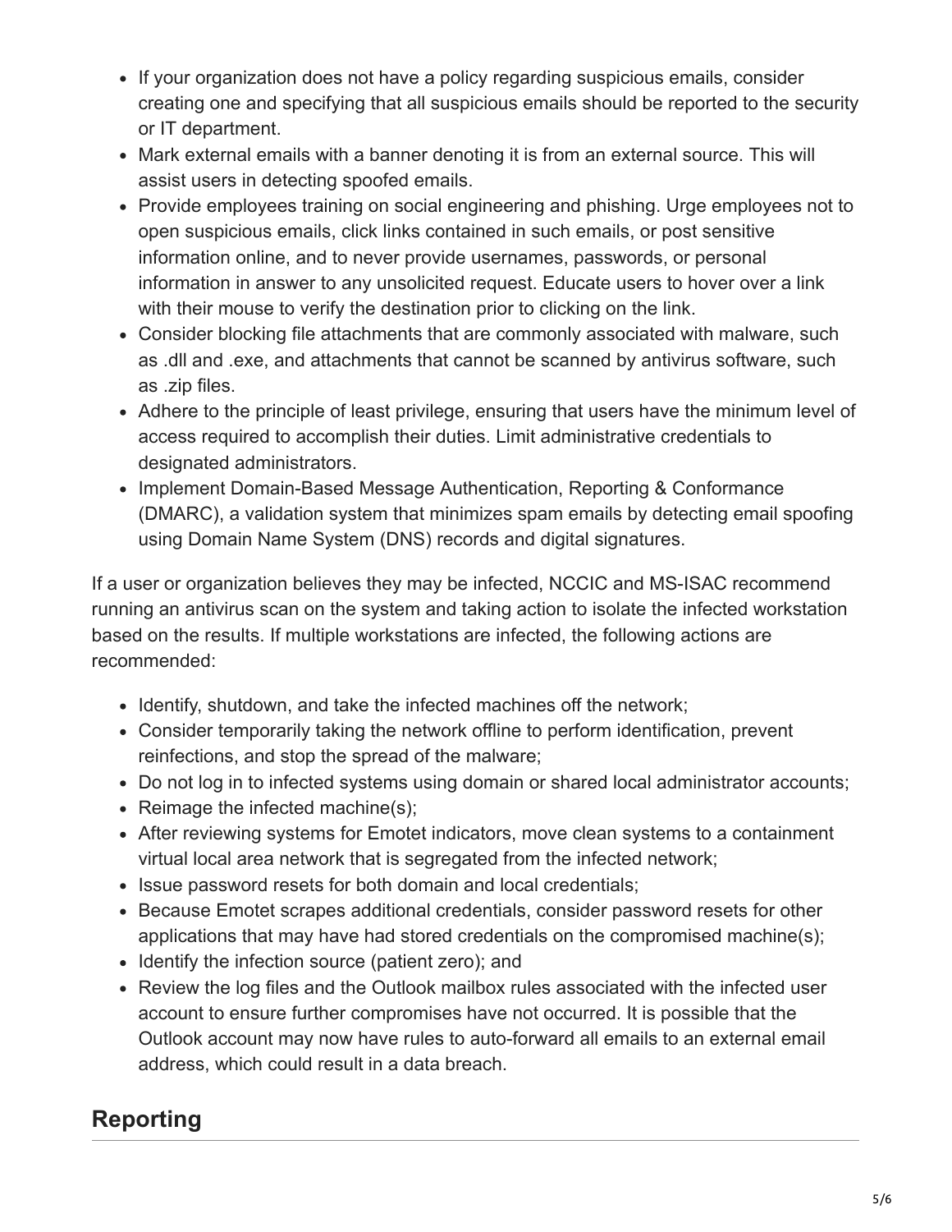- If your organization does not have a policy regarding suspicious emails, consider creating one and specifying that all suspicious emails should be reported to the security or IT department.
- Mark external emails with a banner denoting it is from an external source. This will assist users in detecting spoofed emails.
- Provide employees training on social engineering and phishing. Urge employees not to open suspicious emails, click links contained in such emails, or post sensitive information online, and to never provide usernames, passwords, or personal information in answer to any unsolicited request. Educate users to hover over a link with their mouse to verify the destination prior to clicking on the link.
- Consider blocking file attachments that are commonly associated with malware, such as .dll and .exe, and attachments that cannot be scanned by antivirus software, such as .zip files.
- Adhere to the principle of least privilege, ensuring that users have the minimum level of access required to accomplish their duties. Limit administrative credentials to designated administrators.
- Implement Domain-Based Message Authentication, Reporting & Conformance (DMARC), a validation system that minimizes spam emails by detecting email spoofing using Domain Name System (DNS) records and digital signatures.

If a user or organization believes they may be infected, NCCIC and MS-ISAC recommend running an antivirus scan on the system and taking action to isolate the infected workstation based on the results. If multiple workstations are infected, the following actions are recommended:

- Identify, shutdown, and take the infected machines off the network;
- Consider temporarily taking the network offline to perform identification, prevent reinfections, and stop the spread of the malware;
- Do not log in to infected systems using domain or shared local administrator accounts;
- Reimage the infected machine(s);
- After reviewing systems for Emotet indicators, move clean systems to a containment virtual local area network that is segregated from the infected network;
- Issue password resets for both domain and local credentials;
- Because Emotet scrapes additional credentials, consider password resets for other applications that may have had stored credentials on the compromised machine(s);
- Identify the infection source (patient zero); and
- Review the log files and the Outlook mailbox rules associated with the infected user account to ensure further compromises have not occurred. It is possible that the Outlook account may now have rules to auto-forward all emails to an external email address, which could result in a data breach.

## Reporting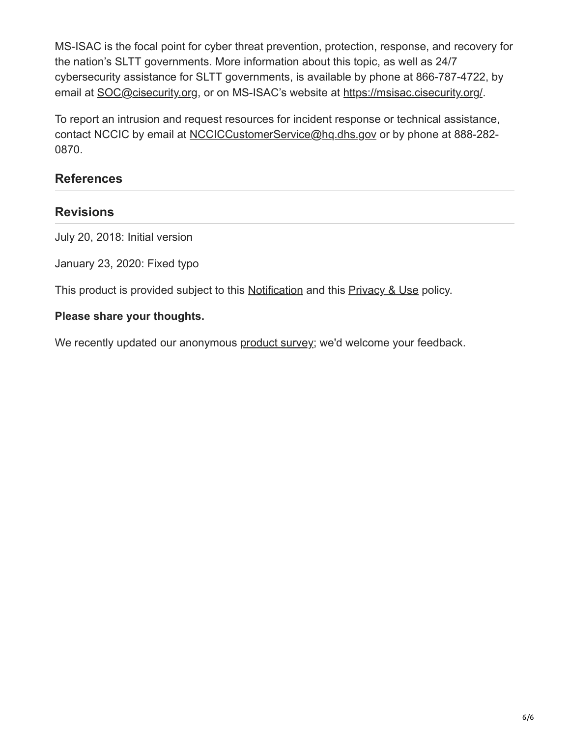MS-ISAC is the focal point for cyber threat prevention, protection, response, and recovery for the nation's SLTT governments. More information about this topic, as well as 24/7 cybersecurity assistance for SLTT governments, is available by phone at 866-787-4722, by email at SOC@cisecurity.org, or on MS-ISAC's website at https://msisac.cisecurity.org/.

To report an intrusion and request resources for incident response or technical assistance, contact NCCIC by email at NCCICCustomerService@hq.dhs.gov or by phone at 888-282-0870.

## References

## Revisions

July 20, 2018: Initial version

January 23, 2020: Fixed typo

This product is provided subject to this Notification and this Privacy & Use policy.

**Please share your thoughts.**

We recently updated our anonymous product survey; we'd welcome your feedback.